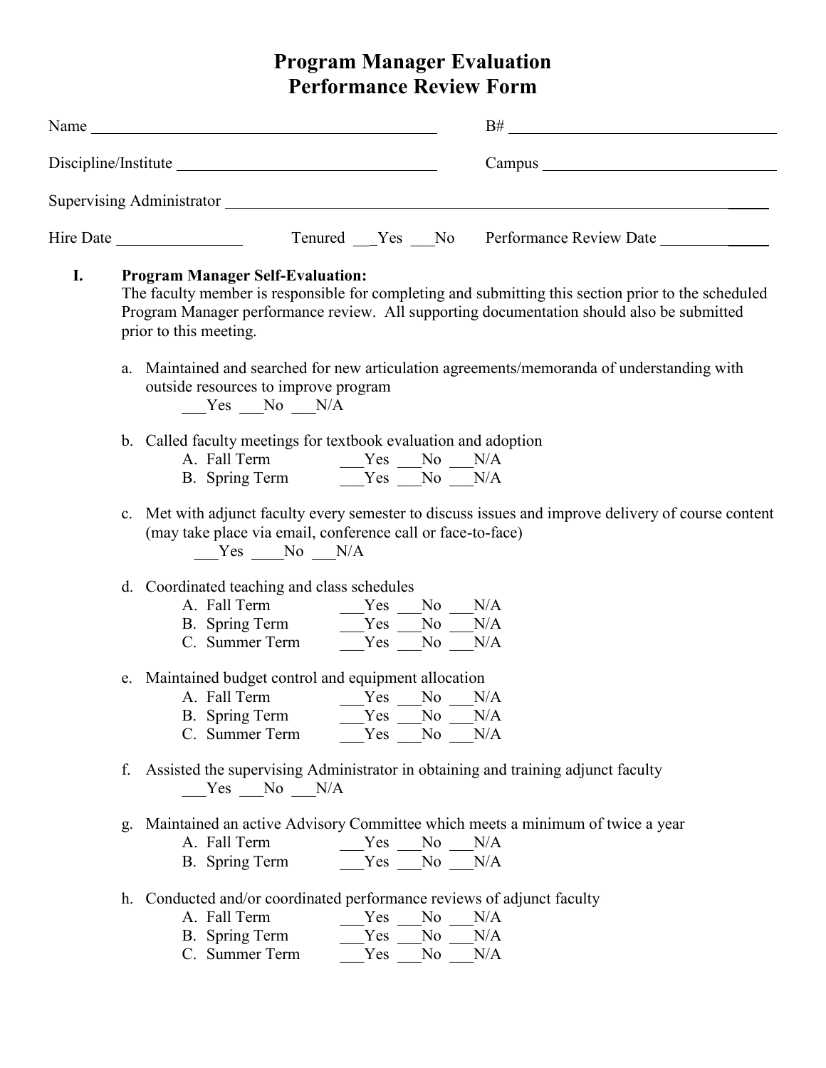# Program Manager Evaluation
# Performance Review Form

Name ____________________________________________ B# ___________________________________

Discipline/Institute _________________________________ Campus ______________________________

Supervising Administrator _____________________________________________________________________

Hire Date ________________ Tenured ___Yes ___No Performance Review Date ______________

**I. Program Manager Self-Evaluation:**

The faculty member is responsible for completing and submitting this section prior to the scheduled Program Manager performance review. All supporting documentation should also be submitted prior to this meeting.

a. Maintained and searched for new articulation agreements/memoranda of understanding with outside resources to improve program

___Yes ___No ___N/A

b. Called faculty meetings for textbook evaluation and adoption

A. Fall Term ___Yes ___No ___N/A

B. Spring Term ___Yes ___No ___N/A

c. Met with adjunct faculty every semester to discuss issues and improve delivery of course content (may take place via email, conference call or face-to-face)

___Yes ____No ___N/A

d. Coordinated teaching and class schedules

A. Fall Term ___Yes ___No ___N/A

B. Spring Term ___Yes ___No ___N/A

C. Summer Term ___Yes ___No ___N/A

e. Maintained budget control and equipment allocation

A. Fall Term ___Yes ___No ___N/A

B. Spring Term ___Yes ___No ___N/A

C. Summer Term ___Yes ___No ___N/A

f. Assisted the supervising Administrator in obtaining and training adjunct faculty

___Yes ___No ___N/A

g. Maintained an active Advisory Committee which meets a minimum of twice a year

A. Fall Term ___Yes ___No ___N/A

B. Spring Term ___Yes ___No ___N/A

h. Conducted and/or coordinated performance reviews of adjunct faculty

A. Fall Term ___Yes ___No ___N/A

B. Spring Term ___Yes ___No ___N/A

C. Summer Term ___Yes ___No ___N/A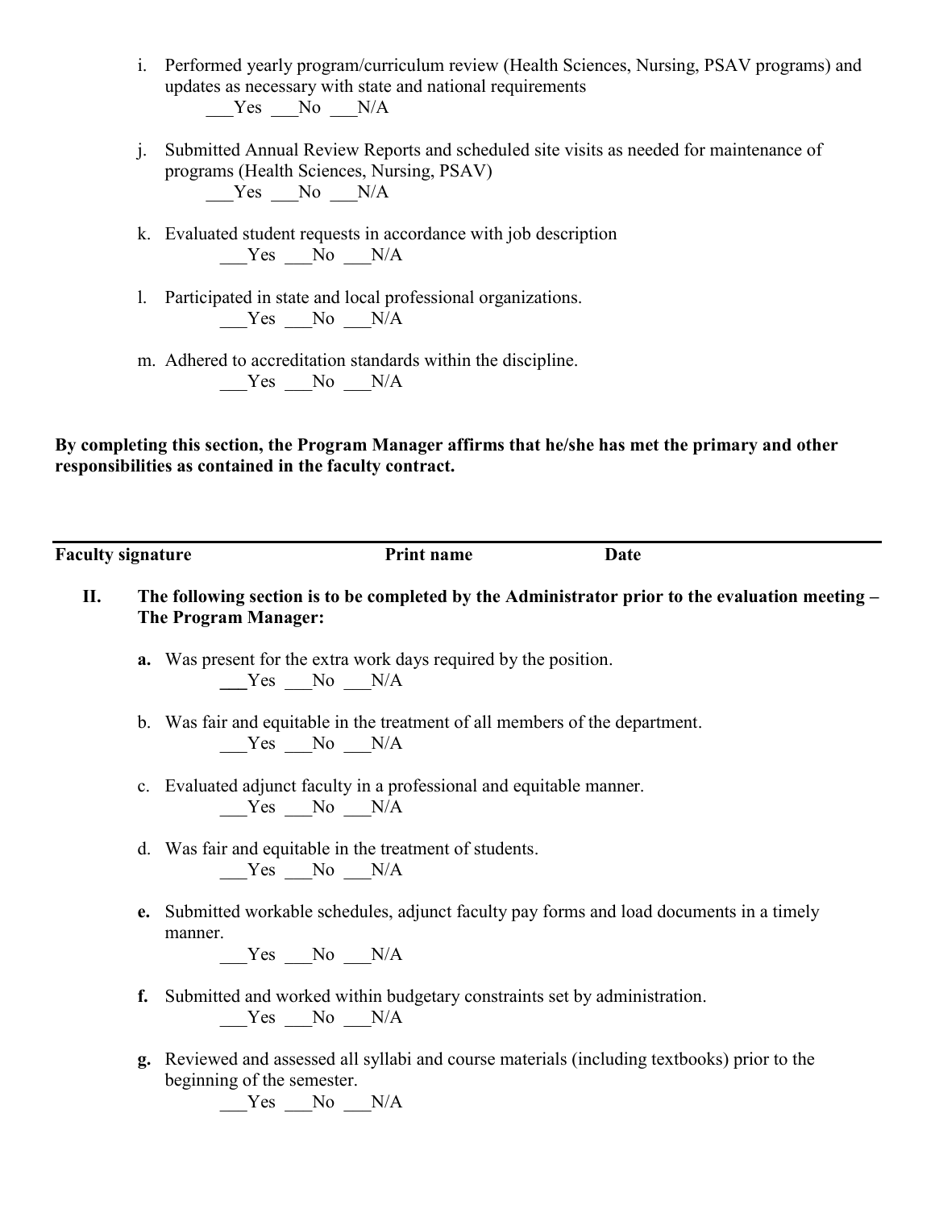i. Performed yearly program/curriculum review (Health Sciences, Nursing, PSAV programs) and updates as necessary with state and national requirements
   ___Yes ___No ___N/A

j. Submitted Annual Review Reports and scheduled site visits as needed for maintenance of programs (Health Sciences, Nursing, PSAV)
   ___Yes ___No ___N/A

k. Evaluated student requests in accordance with job description
   ___Yes ___No ___N/A

l. Participated in state and local professional organizations.
   ___Yes ___No ___N/A

m. Adhered to accreditation standards within the discipline.
   ___Yes ___No ___N/A

**By completing this section, the Program Manager affirms that he/she has met the primary and other responsibilities as contained in the faculty contract.**

---

**Faculty signature** **Print name** **Date**

## II. The following section is to be completed by the Administrator prior to the evaluation meeting – The Program Manager:

**a.** Was present for the extra work days required by the position.
   ___Yes ___No ___N/A

b. Was fair and equitable in the treatment of all members of the department.
   ___Yes ___No ___N/A

c. Evaluated adjunct faculty in a professional and equitable manner.
   ___Yes ___No ___N/A

d. Was fair and equitable in the treatment of students.
   ___Yes ___No ___N/A

**e.** Submitted workable schedules, adjunct faculty pay forms and load documents in a timely manner.
   ___Yes ___No ___N/A

**f.** Submitted and worked within budgetary constraints set by administration.
   ___Yes ___No ___N/A

**g.** Reviewed and assessed all syllabi and course materials (including textbooks) prior to the beginning of the semester.
   ___Yes ___No ___N/A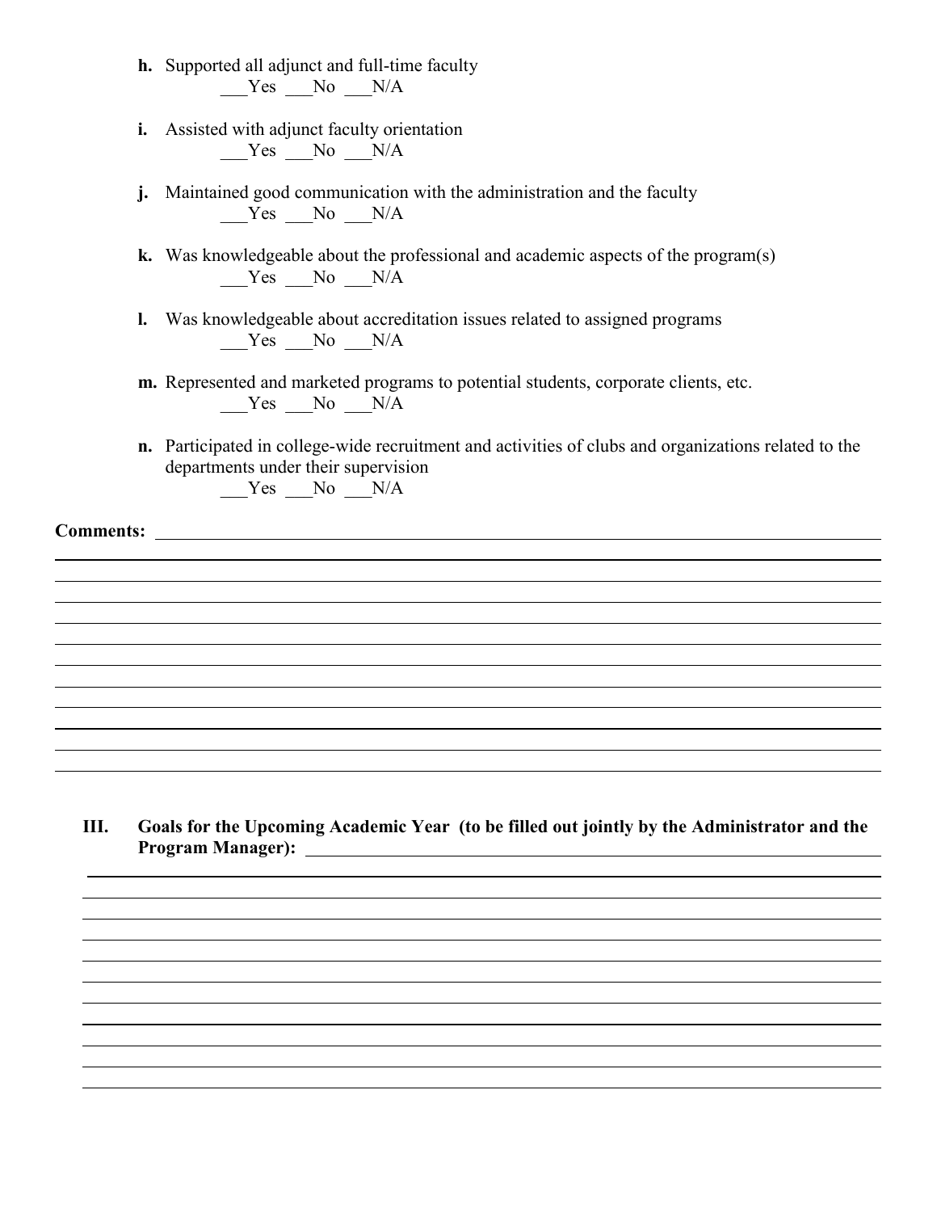**h.** Supported all adjunct and full-time faculty
___Yes ___No ___N/A

**i.** Assisted with adjunct faculty orientation
___Yes ___No ___N/A

**j.** Maintained good communication with the administration and the faculty
___Yes ___No ___N/A

**k.** Was knowledgeable about the professional and academic aspects of the program(s)
___Yes ___No ___N/A

**l.** Was knowledgeable about accreditation issues related to assigned programs
___Yes ___No ___N/A

**m.** Represented and marketed programs to potential students, corporate clients, etc.
___Yes ___No ___N/A

**n.** Participated in college-wide recruitment and activities of clubs and organizations related to the departments under their supervision
___Yes ___No ___N/A

**Comments:** ______________________________________________________________________________

________________________________________________________________________________________

________________________________________________________________________________________

________________________________________________________________________________________

________________________________________________________________________________________

________________________________________________________________________________________

________________________________________________________________________________________

________________________________________________________________________________________

________________________________________________________________________________________

________________________________________________________________________________________

________________________________________________________________________________________

________________________________________________________________________________________

## III. Goals for the Upcoming Academic Year (to be filled out jointly by the Administrator and the Program Manager):

________________________________________________________________________________________

________________________________________________________________________________________

________________________________________________________________________________________

________________________________________________________________________________________

________________________________________________________________________________________

________________________________________________________________________________________

________________________________________________________________________________________

________________________________________________________________________________________

________________________________________________________________________________________

________________________________________________________________________________________

________________________________________________________________________________________

________________________________________________________________________________________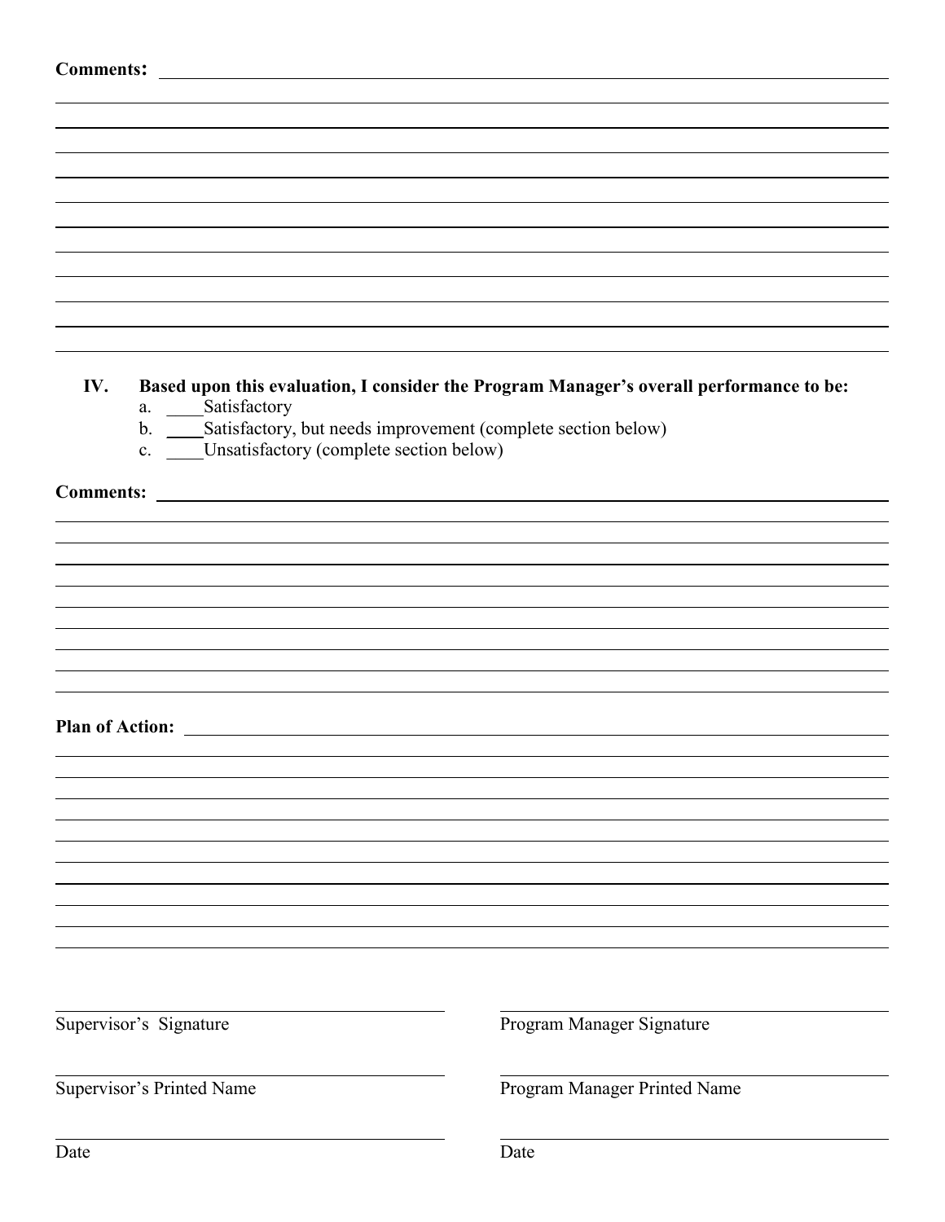**Comments:** ______________________________________________________________________

______________________________________________________________________

______________________________________________________________________

______________________________________________________________________

______________________________________________________________________

______________________________________________________________________

______________________________________________________________________

______________________________________________________________________

______________________________________________________________________

______________________________________________________________________

______________________________________________________________________

______________________________________________________________________

**IV. Based upon this evaluation, I consider the Program Manager's overall performance to be:**

a. ____Satisfactory
b. ____Satisfactory, but needs improvement (complete section below)
c. ____Unsatisfactory (complete section below)

**Comments:** ______________________________________________________________________

______________________________________________________________________

______________________________________________________________________

______________________________________________________________________

______________________________________________________________________

______________________________________________________________________

______________________________________________________________________

______________________________________________________________________

______________________________________________________________________

______________________________________________________________________

**Plan of Action:** ______________________________________________________________________

______________________________________________________________________

______________________________________________________________________

______________________________________________________________________

______________________________________________________________________

______________________________________________________________________

______________________________________________________________________

______________________________________________________________________

______________________________________________________________________

______________________________________________________________________

______________________________________________________________________

| | |
|---|---|
| ______________________________ | ______________________________ |
| Supervisor's Signature | Program Manager Signature |
| ______________________________ | ______________________________ |
| Supervisor's Printed Name | Program Manager Printed Name |
| ______________________________ | ______________________________ |
| Date | Date |